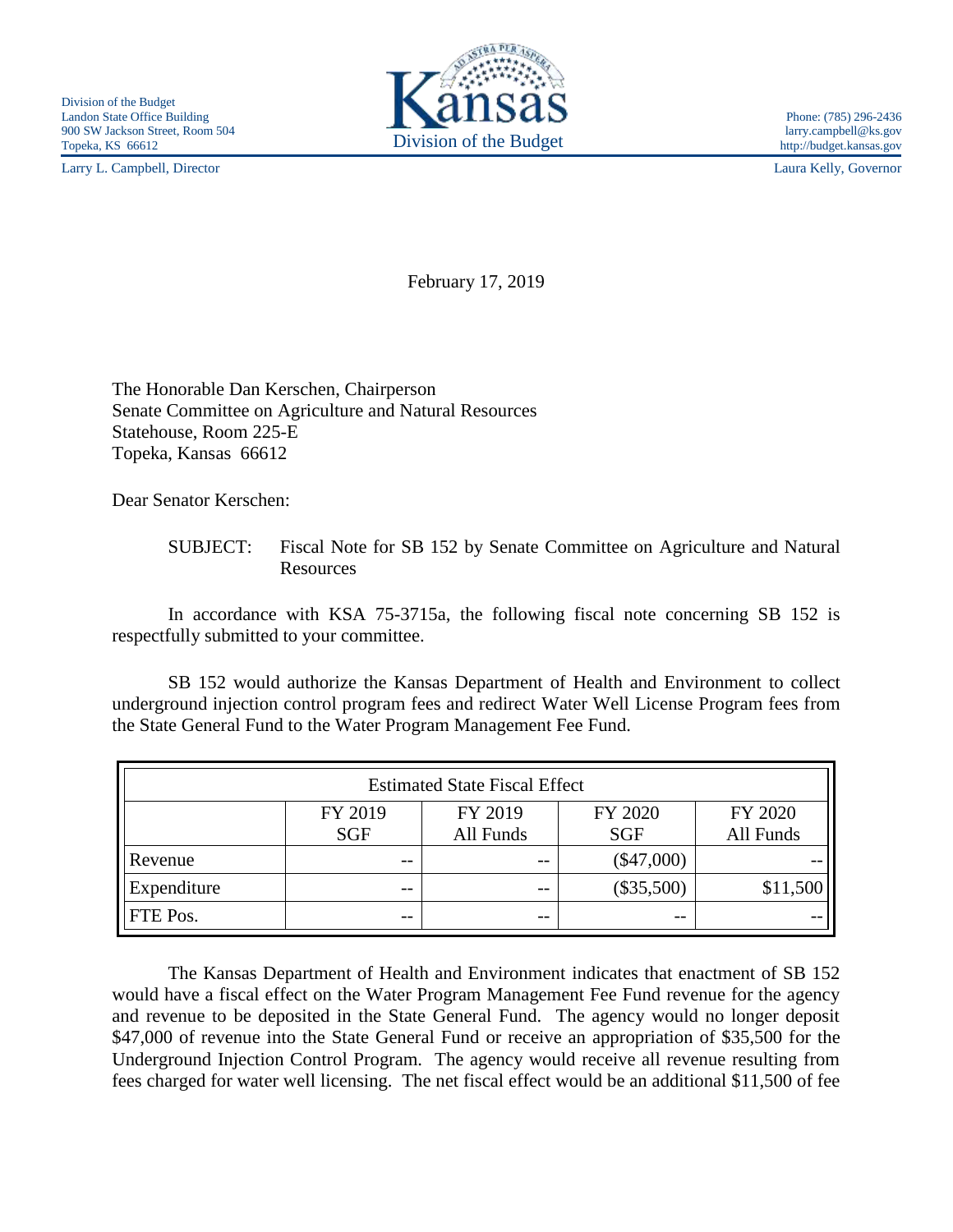Division of the Budget
Landon State Office Building
900 SW Jackson Street, Room 504
Topeka, KS 66612

Larry L. Campbell, Director

Kansas
Division of the Budget

Phone: (785) 296-2436
larry.campbell@ks.gov
http://budget.kansas.gov

Laura Kelly, Governor

February 17, 2019

The Honorable Dan Kerschen, Chairperson
Senate Committee on Agriculture and Natural Resources
Statehouse, Room 225-E
Topeka, Kansas 66612

Dear Senator Kerschen:

SUBJECT: Fiscal Note for SB 152 by Senate Committee on Agriculture and Natural Resources

In accordance with KSA 75-3715a, the following fiscal note concerning SB 152 is respectfully submitted to your committee.

SB 152 would authorize the Kansas Department of Health and Environment to collect underground injection control program fees and redirect Water Well License Program fees from the State General Fund to the Water Program Management Fee Fund.

| Estimated State Fiscal Effect | | | | |
|---|---|---|---|---|
| | FY 2019 SGF | FY 2019 All Funds | FY 2020 SGF | FY 2020 All Funds |
| Revenue | -- | -- | ($47,000) | -- |
| Expenditure | -- | -- | ($35,500) | $11,500 |
| FTE Pos. | -- | -- | -- | -- |

The Kansas Department of Health and Environment indicates that enactment of SB 152 would have a fiscal effect on the Water Program Management Fee Fund revenue for the agency and revenue to be deposited in the State General Fund. The agency would no longer deposit $47,000 of revenue into the State General Fund or receive an appropriation of $35,500 for the Underground Injection Control Program. The agency would receive all revenue resulting from fees charged for water well licensing. The net fiscal effect would be an additional $11,500 of fee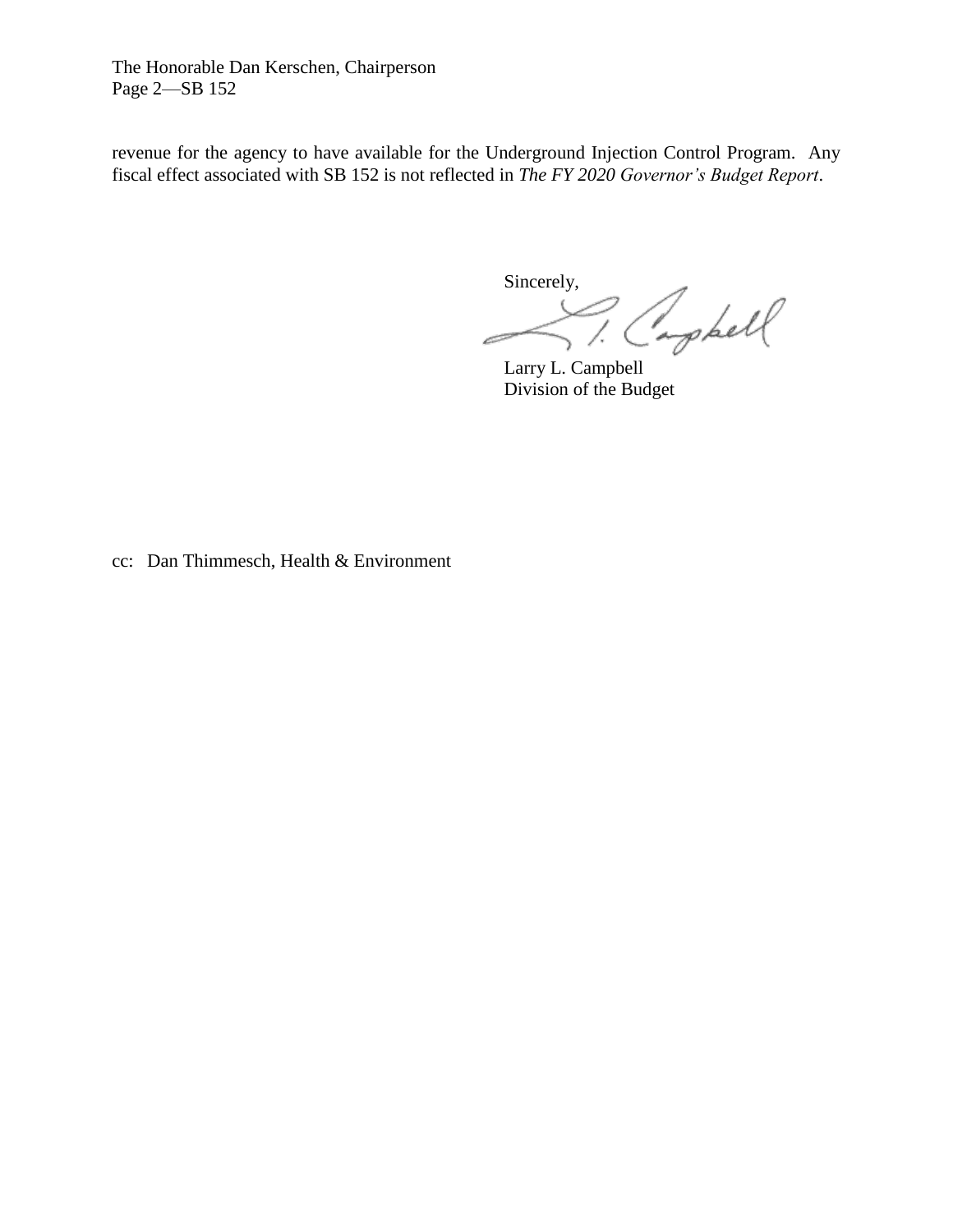revenue for the agency to have available for the Underground Injection Control Program. Any fiscal effect associated with SB 152 is not reflected in *The FY 2020 Governor's Budget Report*.

Sincerely,

Larry L. Campbell
Division of the Budget

cc: Dan Thimmesch, Health & Environment